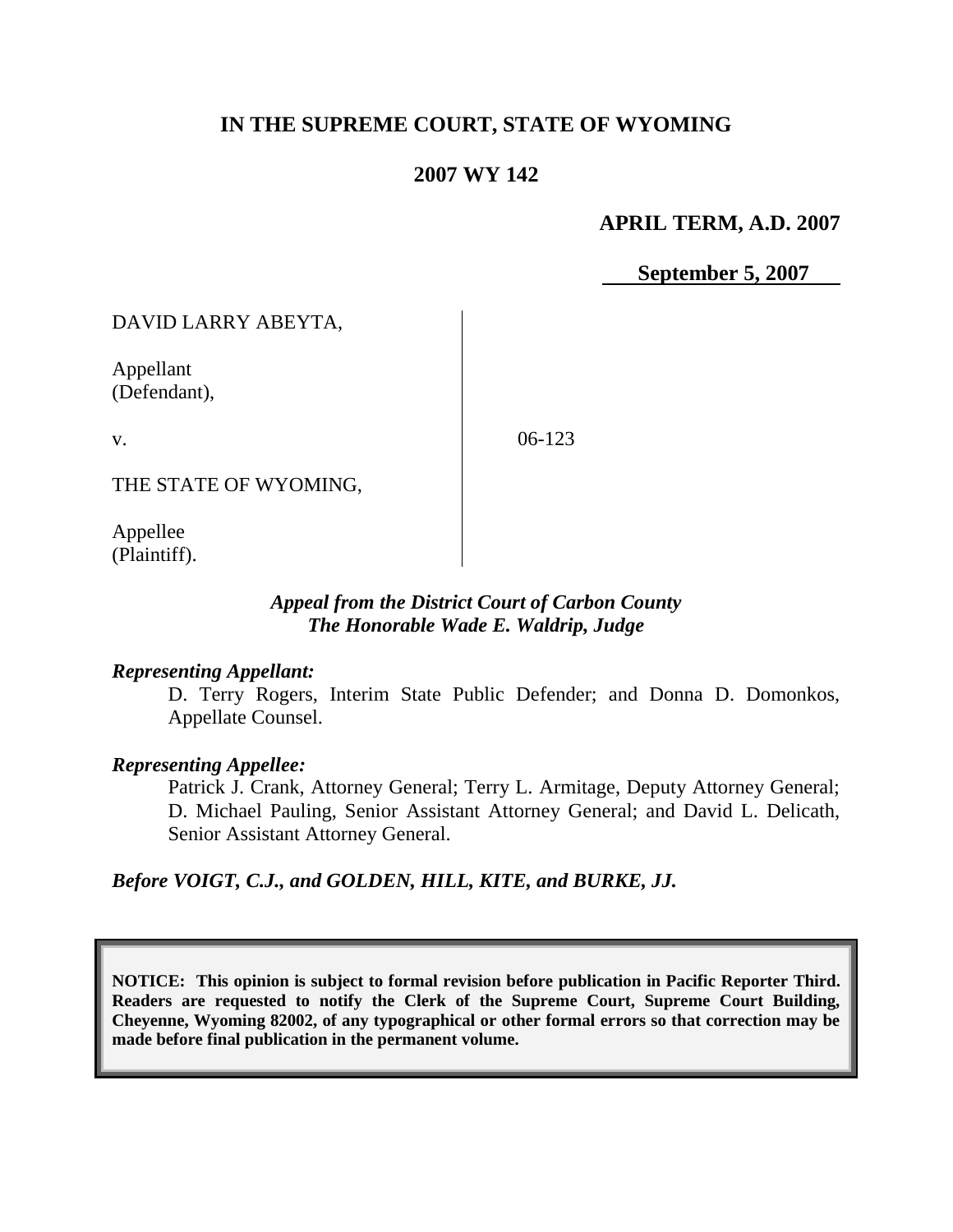# IN THE SUPREME COURT, STATE OF WYOMING

## 2007 WY 142

**APRIL TERM, A.D. 2007**

**September 5, 2007**

DAVID LARRY ABEYTA,

Appellant
(Defendant),

v.

THE STATE OF WYOMING,

Appellee
(Plaintiff).

06-123

***Appeal from the District Court of Carbon County***
***The Honorable Wade E. Waldrip, Judge***

***Representing Appellant:***

D. Terry Rogers, Interim State Public Defender; and Donna D. Domonkos, Appellate Counsel.

***Representing Appellee:***

Patrick J. Crank, Attorney General; Terry L. Armitage, Deputy Attorney General; D. Michael Pauling, Senior Assistant Attorney General; and David L. Delicath, Senior Assistant Attorney General.

***Before VOIGT, C.J., and GOLDEN, HILL, KITE, and BURKE, JJ.***

**NOTICE: This opinion is subject to formal revision before publication in Pacific Reporter Third. Readers are requested to notify the Clerk of the Supreme Court, Supreme Court Building, Cheyenne, Wyoming 82002, of any typographical or other formal errors so that correction may be made before final publication in the permanent volume.**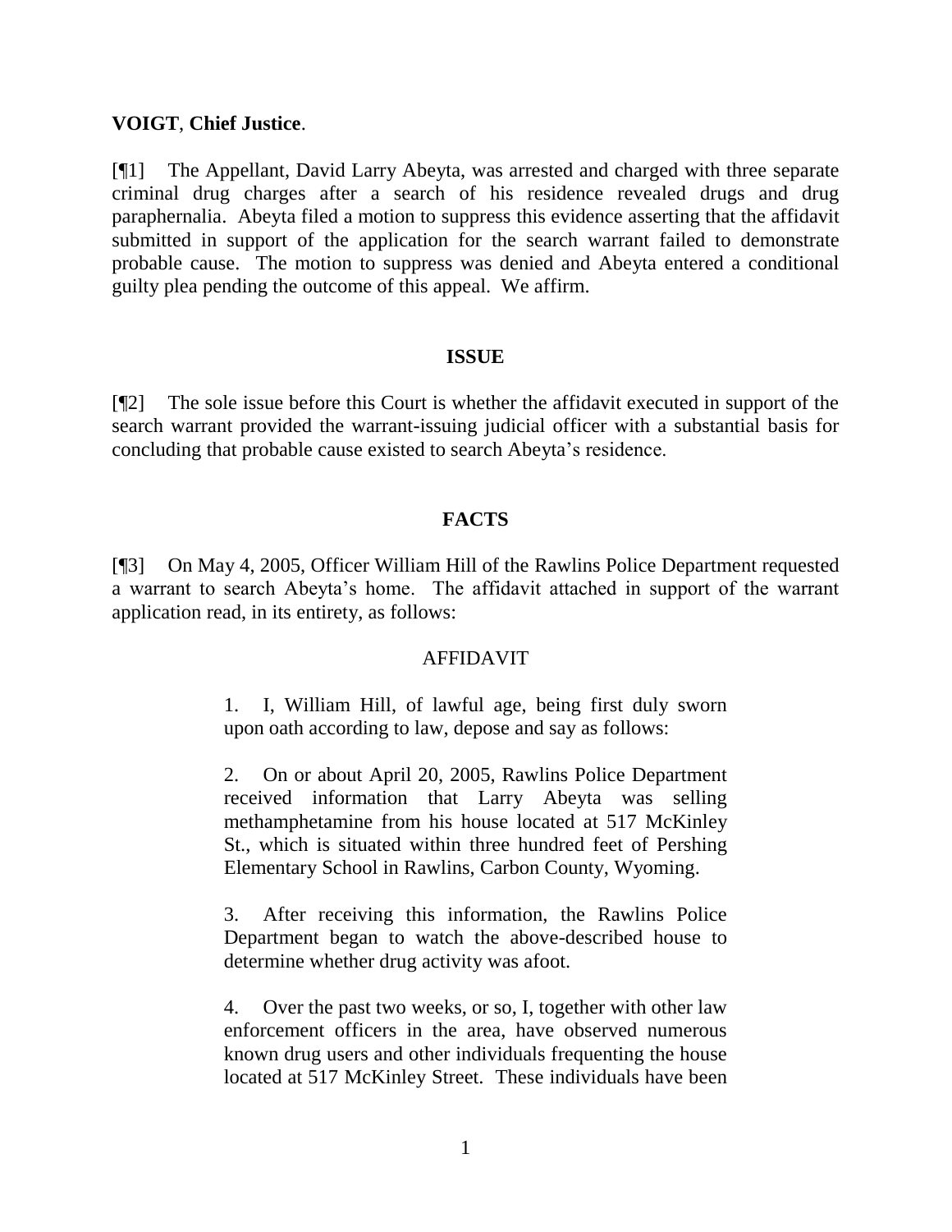**VOIGT**, **Chief Justice**.

[¶1] The Appellant, David Larry Abeyta, was arrested and charged with three separate criminal drug charges after a search of his residence revealed drugs and drug paraphernalia. Abeyta filed a motion to suppress this evidence asserting that the affidavit submitted in support of the application for the search warrant failed to demonstrate probable cause. The motion to suppress was denied and Abeyta entered a conditional guilty plea pending the outcome of this appeal. We affirm.

## ISSUE

[¶2] The sole issue before this Court is whether the affidavit executed in support of the search warrant provided the warrant-issuing judicial officer with a substantial basis for concluding that probable cause existed to search Abeyta's residence.

## FACTS

[¶3] On May 4, 2005, Officer William Hill of the Rawlins Police Department requested a warrant to search Abeyta's home. The affidavit attached in support of the warrant application read, in its entirety, as follows:

> AFFIDAVIT
>
> 1. I, William Hill, of lawful age, being first duly sworn upon oath according to law, depose and say as follows:
>
> 2. On or about April 20, 2005, Rawlins Police Department received information that Larry Abeyta was selling methamphetamine from his house located at 517 McKinley St., which is situated within three hundred feet of Pershing Elementary School in Rawlins, Carbon County, Wyoming.
>
> 3. After receiving this information, the Rawlins Police Department began to watch the above-described house to determine whether drug activity was afoot.
>
> 4. Over the past two weeks, or so, I, together with other law enforcement officers in the area, have observed numerous known drug users and other individuals frequenting the house located at 517 McKinley Street. These individuals have been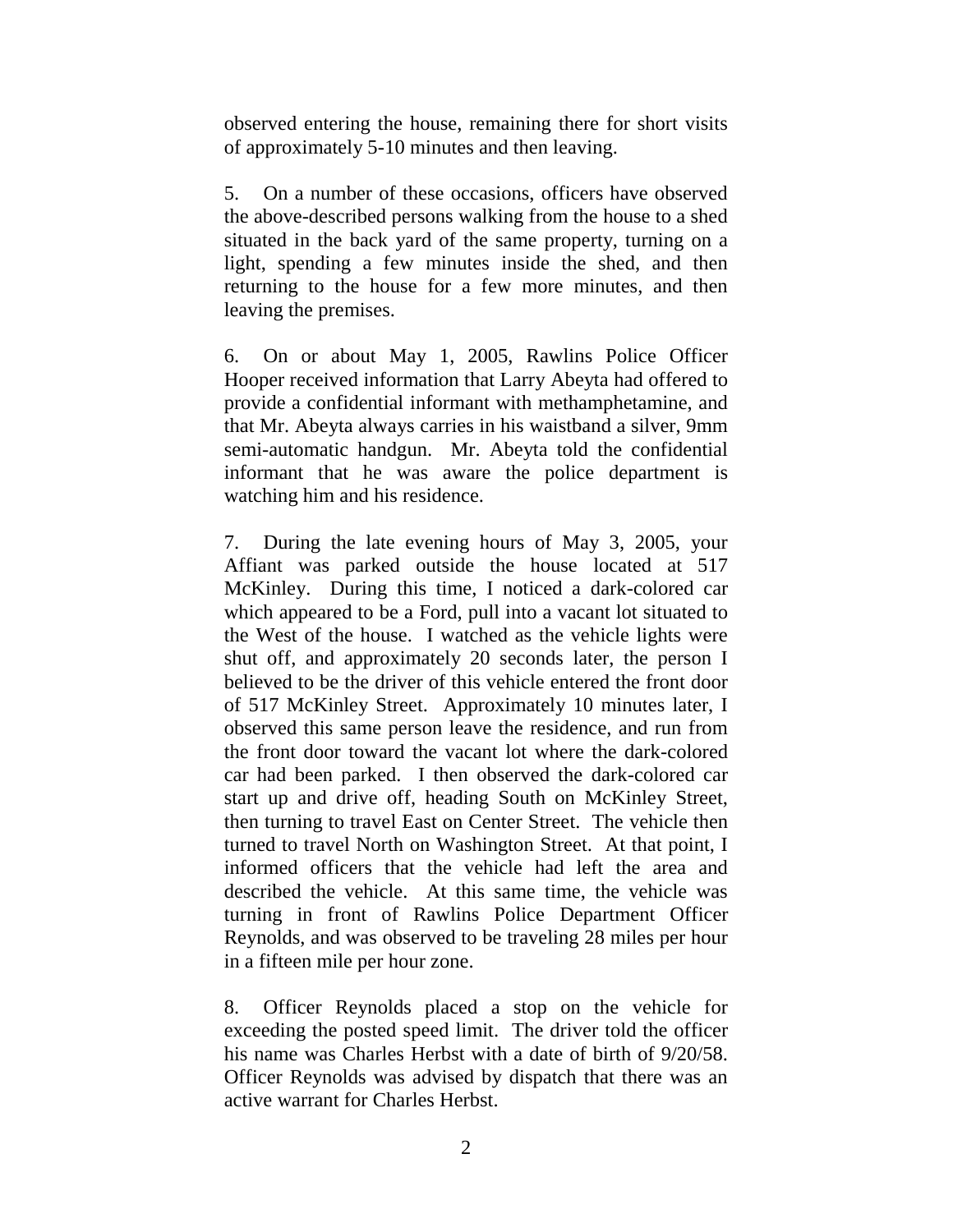observed entering the house, remaining there for short visits of approximately 5-10 minutes and then leaving.

5. On a number of these occasions, officers have observed the above-described persons walking from the house to a shed situated in the back yard of the same property, turning on a light, spending a few minutes inside the shed, and then returning to the house for a few more minutes, and then leaving the premises.

6. On or about May 1, 2005, Rawlins Police Officer Hooper received information that Larry Abeyta had offered to provide a confidential informant with methamphetamine, and that Mr. Abeyta always carries in his waistband a silver, 9mm semi-automatic handgun. Mr. Abeyta told the confidential informant that he was aware the police department is watching him and his residence.

7. During the late evening hours of May 3, 2005, your Affiant was parked outside the house located at 517 McKinley. During this time, I noticed a dark-colored car which appeared to be a Ford, pull into a vacant lot situated to the West of the house. I watched as the vehicle lights were shut off, and approximately 20 seconds later, the person I believed to be the driver of this vehicle entered the front door of 517 McKinley Street. Approximately 10 minutes later, I observed this same person leave the residence, and run from the front door toward the vacant lot where the dark-colored car had been parked. I then observed the dark-colored car start up and drive off, heading South on McKinley Street, then turning to travel East on Center Street. The vehicle then turned to travel North on Washington Street. At that point, I informed officers that the vehicle had left the area and described the vehicle. At this same time, the vehicle was turning in front of Rawlins Police Department Officer Reynolds, and was observed to be traveling 28 miles per hour in a fifteen mile per hour zone.

8. Officer Reynolds placed a stop on the vehicle for exceeding the posted speed limit. The driver told the officer his name was Charles Herbst with a date of birth of 9/20/58. Officer Reynolds was advised by dispatch that there was an active warrant for Charles Herbst.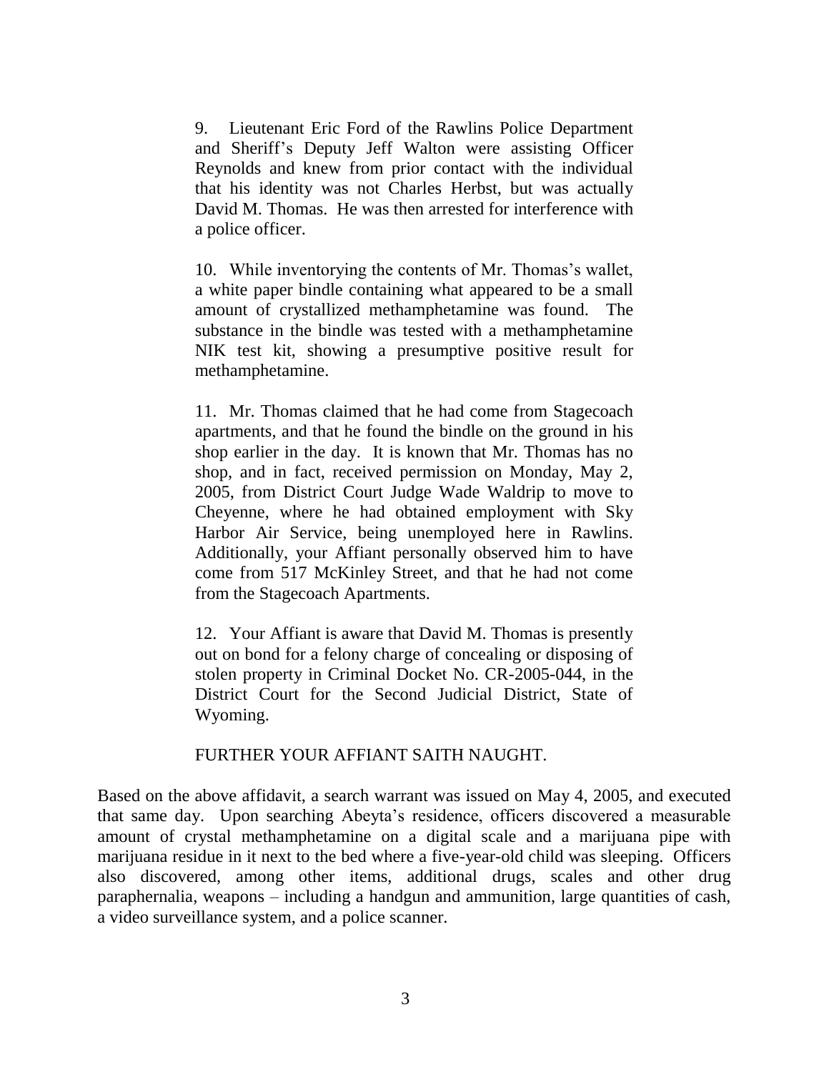> 9. Lieutenant Eric Ford of the Rawlins Police Department and Sheriff's Deputy Jeff Walton were assisting Officer Reynolds and knew from prior contact with the individual that his identity was not Charles Herbst, but was actually David M. Thomas. He was then arrested for interference with a police officer.
>
> 10. While inventorying the contents of Mr. Thomas's wallet, a white paper bindle containing what appeared to be a small amount of crystallized methamphetamine was found. The substance in the bindle was tested with a methamphetamine NIK test kit, showing a presumptive positive result for methamphetamine.
>
> 11. Mr. Thomas claimed that he had come from Stagecoach apartments, and that he found the bindle on the ground in his shop earlier in the day. It is known that Mr. Thomas has no shop, and in fact, received permission on Monday, May 2, 2005, from District Court Judge Wade Waldrip to move to Cheyenne, where he had obtained employment with Sky Harbor Air Service, being unemployed here in Rawlins. Additionally, your Affiant personally observed him to have come from 517 McKinley Street, and that he had not come from the Stagecoach Apartments.
>
> 12. Your Affiant is aware that David M. Thomas is presently out on bond for a felony charge of concealing or disposing of stolen property in Criminal Docket No. CR-2005-044, in the District Court for the Second Judicial District, State of Wyoming.
>
> FURTHER YOUR AFFIANT SAITH NAUGHT.

Based on the above affidavit, a search warrant was issued on May 4, 2005, and executed that same day. Upon searching Abeyta's residence, officers discovered a measurable amount of crystal methamphetamine on a digital scale and a marijuana pipe with marijuana residue in it next to the bed where a five-year-old child was sleeping. Officers also discovered, among other items, additional drugs, scales and other drug paraphernalia, weapons – including a handgun and ammunition, large quantities of cash, a video surveillance system, and a police scanner.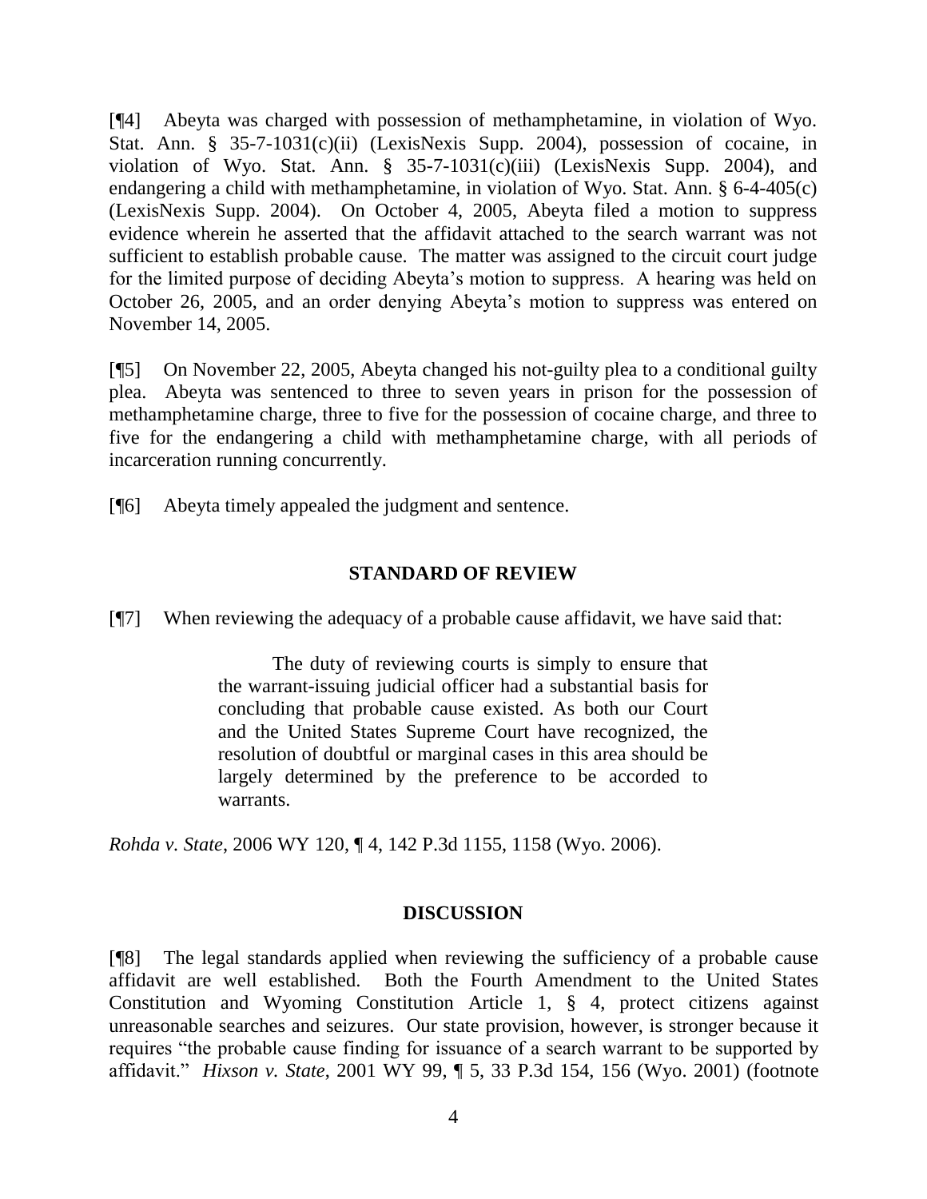[¶4] Abeyta was charged with possession of methamphetamine, in violation of Wyo. Stat. Ann. § 35-7-1031(c)(ii) (LexisNexis Supp. 2004), possession of cocaine, in violation of Wyo. Stat. Ann. § 35-7-1031(c)(iii) (LexisNexis Supp. 2004), and endangering a child with methamphetamine, in violation of Wyo. Stat. Ann. § 6-4-405(c) (LexisNexis Supp. 2004). On October 4, 2005, Abeyta filed a motion to suppress evidence wherein he asserted that the affidavit attached to the search warrant was not sufficient to establish probable cause. The matter was assigned to the circuit court judge for the limited purpose of deciding Abeyta's motion to suppress. A hearing was held on October 26, 2005, and an order denying Abeyta's motion to suppress was entered on November 14, 2005.

[¶5] On November 22, 2005, Abeyta changed his not-guilty plea to a conditional guilty plea. Abeyta was sentenced to three to seven years in prison for the possession of methamphetamine charge, three to five for the possession of cocaine charge, and three to five for the endangering a child with methamphetamine charge, with all periods of incarceration running concurrently.

[¶6] Abeyta timely appealed the judgment and sentence.

## STANDARD OF REVIEW

[¶7] When reviewing the adequacy of a probable cause affidavit, we have said that:

> The duty of reviewing courts is simply to ensure that the warrant-issuing judicial officer had a substantial basis for concluding that probable cause existed. As both our Court and the United States Supreme Court have recognized, the resolution of doubtful or marginal cases in this area should be largely determined by the preference to be accorded to warrants.

*Rohda v. State*, 2006 WY 120, ¶ 4, 142 P.3d 1155, 1158 (Wyo. 2006).

## DISCUSSION

[¶8] The legal standards applied when reviewing the sufficiency of a probable cause affidavit are well established. Both the Fourth Amendment to the United States Constitution and Wyoming Constitution Article 1, § 4, protect citizens against unreasonable searches and seizures. Our state provision, however, is stronger because it requires "the probable cause finding for issuance of a search warrant to be supported by affidavit." *Hixson v. State*, 2001 WY 99, ¶ 5, 33 P.3d 154, 156 (Wyo. 2001) (footnote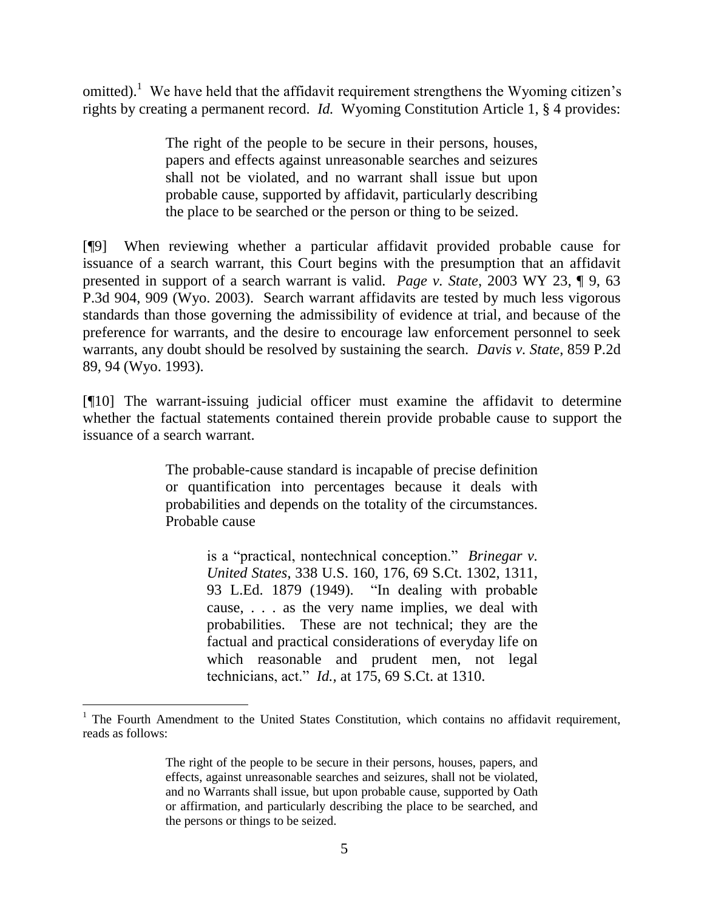omitted).[1] We have held that the affidavit requirement strengthens the Wyoming citizen's rights by creating a permanent record. *Id.* Wyoming Constitution Article 1, § 4 provides:

> The right of the people to be secure in their persons, houses, papers and effects against unreasonable searches and seizures shall not be violated, and no warrant shall issue but upon probable cause, supported by affidavit, particularly describing the place to be searched or the person or thing to be seized.

[¶9] When reviewing whether a particular affidavit provided probable cause for issuance of a search warrant, this Court begins with the presumption that an affidavit presented in support of a search warrant is valid. *Page v. State*, 2003 WY 23, ¶ 9, 63 P.3d 904, 909 (Wyo. 2003). Search warrant affidavits are tested by much less vigorous standards than those governing the admissibility of evidence at trial, and because of the preference for warrants, and the desire to encourage law enforcement personnel to seek warrants, any doubt should be resolved by sustaining the search. *Davis v. State*, 859 P.2d 89, 94 (Wyo. 1993).

[¶10] The warrant-issuing judicial officer must examine the affidavit to determine whether the factual statements contained therein provide probable cause to support the issuance of a search warrant.

> The probable-cause standard is incapable of precise definition or quantification into percentages because it deals with probabilities and depends on the totality of the circumstances. Probable cause
>
> > is a "practical, nontechnical conception." *Brinegar v. United States*, 338 U.S. 160, 176, 69 S.Ct. 1302, 1311, 93 L.Ed. 1879 (1949). "In dealing with probable cause, . . . as the very name implies, we deal with probabilities. These are not technical; they are the factual and practical considerations of everyday life on which reasonable and prudent men, not legal technicians, act." *Id.,* at 175, 69 S.Ct. at 1310.

---

[1] The Fourth Amendment to the United States Constitution, which contains no affidavit requirement, reads as follows:

> The right of the people to be secure in their persons, houses, papers, and effects, against unreasonable searches and seizures, shall not be violated, and no Warrants shall issue, but upon probable cause, supported by Oath or affirmation, and particularly describing the place to be searched, and the persons or things to be seized.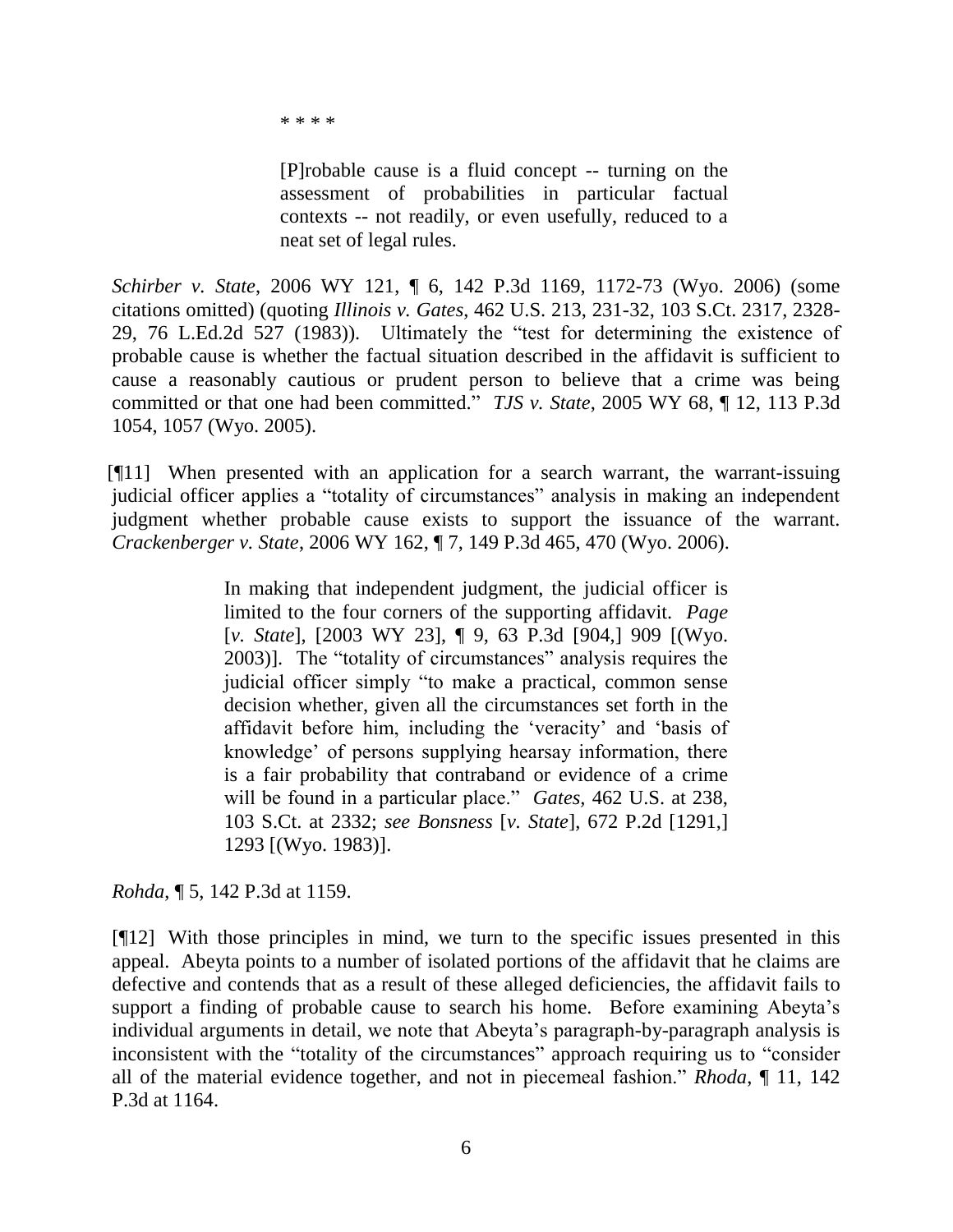\* \* \* \*

> [P]robable cause is a fluid concept -- turning on the assessment of probabilities in particular factual contexts -- not readily, or even usefully, reduced to a neat set of legal rules.

*Schirber v. State*, 2006 WY 121, ¶ 6, 142 P.3d 1169, 1172-73 (Wyo. 2006) (some citations omitted) (quoting *Illinois v. Gates*, 462 U.S. 213, 231-32, 103 S.Ct. 2317, 2328-29, 76 L.Ed.2d 527 (1983)). Ultimately the "test for determining the existence of probable cause is whether the factual situation described in the affidavit is sufficient to cause a reasonably cautious or prudent person to believe that a crime was being committed or that one had been committed." *TJS v. State*, 2005 WY 68, ¶ 12, 113 P.3d 1054, 1057 (Wyo. 2005).

[¶11] When presented with an application for a search warrant, the warrant-issuing judicial officer applies a "totality of circumstances" analysis in making an independent judgment whether probable cause exists to support the issuance of the warrant. *Crackenberger v. State*, 2006 WY 162, ¶ 7, 149 P.3d 465, 470 (Wyo. 2006).

> In making that independent judgment, the judicial officer is limited to the four corners of the supporting affidavit. *Page* [*v. State*], [2003 WY 23], ¶ 9, 63 P.3d [904,] 909 [(Wyo. 2003)]. The "totality of circumstances" analysis requires the judicial officer simply "to make a practical, common sense decision whether, given all the circumstances set forth in the affidavit before him, including the 'veracity' and 'basis of knowledge' of persons supplying hearsay information, there is a fair probability that contraband or evidence of a crime will be found in a particular place." *Gates*, 462 U.S. at 238, 103 S.Ct. at 2332; *see Bonsness* [*v. State*], 672 P.2d [1291,] 1293 [(Wyo. 1983)].

*Rohda*, ¶ 5, 142 P.3d at 1159.

[¶12] With those principles in mind, we turn to the specific issues presented in this appeal. Abeyta points to a number of isolated portions of the affidavit that he claims are defective and contends that as a result of these alleged deficiencies, the affidavit fails to support a finding of probable cause to search his home. Before examining Abeyta's individual arguments in detail, we note that Abeyta's paragraph-by-paragraph analysis is inconsistent with the "totality of the circumstances" approach requiring us to "consider all of the material evidence together, and not in piecemeal fashion." *Rhoda*, ¶ 11, 142 P.3d at 1164.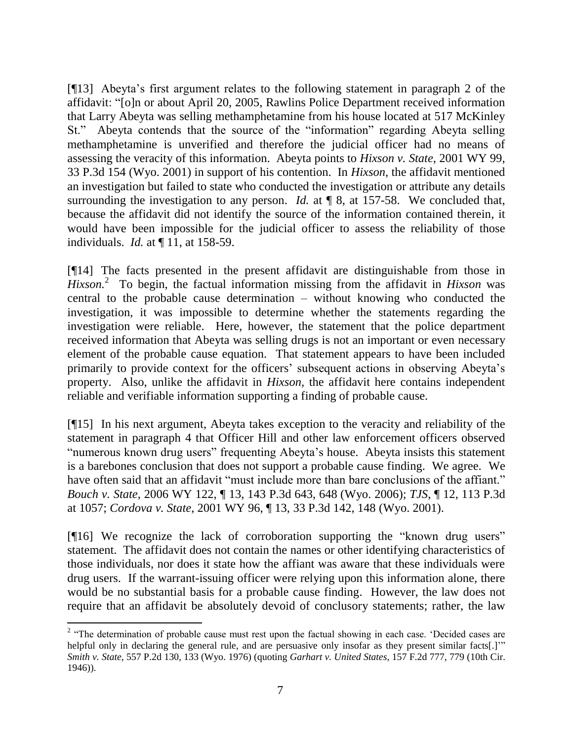[¶13] Abeyta's first argument relates to the following statement in paragraph 2 of the affidavit: "[o]n or about April 20, 2005, Rawlins Police Department received information that Larry Abeyta was selling methamphetamine from his house located at 517 McKinley St." Abeyta contends that the source of the "information" regarding Abeyta selling methamphetamine is unverified and therefore the judicial officer had no means of assessing the veracity of this information. Abeyta points to *Hixson v. State*, 2001 WY 99, 33 P.3d 154 (Wyo. 2001) in support of his contention. In *Hixson*, the affidavit mentioned an investigation but failed to state who conducted the investigation or attribute any details surrounding the investigation to any person. *Id.* at ¶ 8, at 157-58. We concluded that, because the affidavit did not identify the source of the information contained therein, it would have been impossible for the judicial officer to assess the reliability of those individuals. *Id.* at ¶ 11, at 158-59.

[¶14] The facts presented in the present affidavit are distinguishable from those in *Hixson.*[2] To begin, the factual information missing from the affidavit in *Hixson* was central to the probable cause determination – without knowing who conducted the investigation, it was impossible to determine whether the statements regarding the investigation were reliable. Here, however, the statement that the police department received information that Abeyta was selling drugs is not an important or even necessary element of the probable cause equation. That statement appears to have been included primarily to provide context for the officers' subsequent actions in observing Abeyta's property. Also, unlike the affidavit in *Hixson*, the affidavit here contains independent reliable and verifiable information supporting a finding of probable cause.

[¶15] In his next argument, Abeyta takes exception to the veracity and reliability of the statement in paragraph 4 that Officer Hill and other law enforcement officers observed "numerous known drug users" frequenting Abeyta's house. Abeyta insists this statement is a barebones conclusion that does not support a probable cause finding. We agree. We have often said that an affidavit "must include more than bare conclusions of the affiant." *Bouch v. State*, 2006 WY 122, ¶ 13, 143 P.3d 643, 648 (Wyo. 2006); *TJS*, ¶ 12, 113 P.3d at 1057; *Cordova v. State*, 2001 WY 96, ¶ 13, 33 P.3d 142, 148 (Wyo. 2001).

[¶16] We recognize the lack of corroboration supporting the "known drug users" statement. The affidavit does not contain the names or other identifying characteristics of those individuals, nor does it state how the affiant was aware that these individuals were drug users. If the warrant-issuing officer were relying upon this information alone, there would be no substantial basis for a probable cause finding. However, the law does not require that an affidavit be absolutely devoid of conclusory statements; rather, the law

---

[2] "The determination of probable cause must rest upon the factual showing in each case. 'Decided cases are helpful only in declaring the general rule, and are persuasive only insofar as they present similar facts[.]'" *Smith v. State*, 557 P.2d 130, 133 (Wyo. 1976) (quoting *Garhart v. United States*, 157 F.2d 777, 779 (10th Cir. 1946)).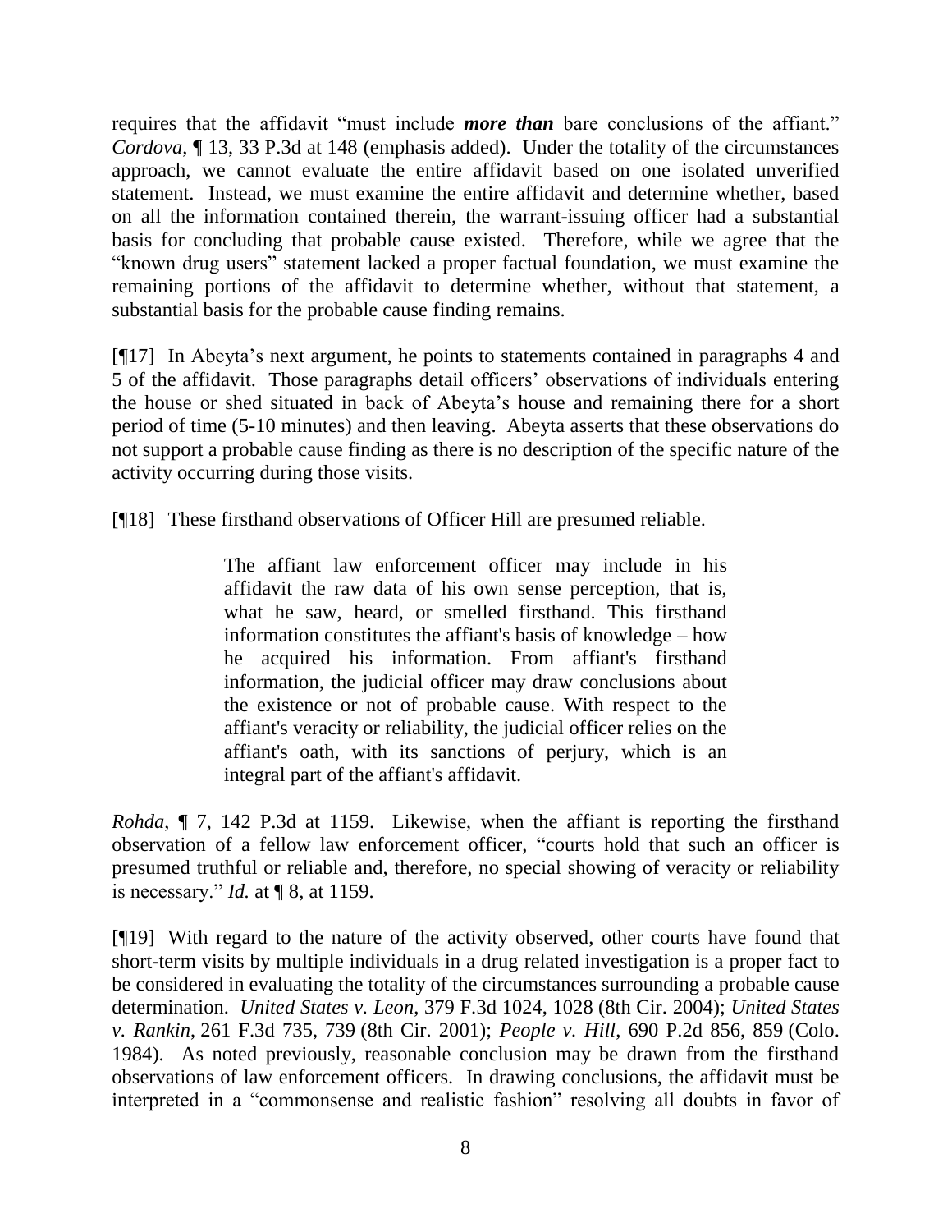requires that the affidavit "must include ***more than*** bare conclusions of the affiant." *Cordova*, ¶ 13, 33 P.3d at 148 (emphasis added). Under the totality of the circumstances approach, we cannot evaluate the entire affidavit based on one isolated unverified statement. Instead, we must examine the entire affidavit and determine whether, based on all the information contained therein, the warrant-issuing officer had a substantial basis for concluding that probable cause existed. Therefore, while we agree that the "known drug users" statement lacked a proper factual foundation, we must examine the remaining portions of the affidavit to determine whether, without that statement, a substantial basis for the probable cause finding remains.

[¶17] In Abeyta's next argument, he points to statements contained in paragraphs 4 and 5 of the affidavit. Those paragraphs detail officers' observations of individuals entering the house or shed situated in back of Abeyta's house and remaining there for a short period of time (5-10 minutes) and then leaving. Abeyta asserts that these observations do not support a probable cause finding as there is no description of the specific nature of the activity occurring during those visits.

[¶18] These firsthand observations of Officer Hill are presumed reliable.

> The affiant law enforcement officer may include in his affidavit the raw data of his own sense perception, that is, what he saw, heard, or smelled firsthand. This firsthand information constitutes the affiant's basis of knowledge – how he acquired his information. From affiant's firsthand information, the judicial officer may draw conclusions about the existence or not of probable cause. With respect to the affiant's veracity or reliability, the judicial officer relies on the affiant's oath, with its sanctions of perjury, which is an integral part of the affiant's affidavit.

*Rohda*, ¶ 7, 142 P.3d at 1159. Likewise, when the affiant is reporting the firsthand observation of a fellow law enforcement officer, "courts hold that such an officer is presumed truthful or reliable and, therefore, no special showing of veracity or reliability is necessary." *Id.* at ¶ 8, at 1159.

[¶19] With regard to the nature of the activity observed, other courts have found that short-term visits by multiple individuals in a drug related investigation is a proper fact to be considered in evaluating the totality of the circumstances surrounding a probable cause determination. *United States v. Leon*, 379 F.3d 1024, 1028 (8th Cir. 2004); *United States v. Rankin*, 261 F.3d 735, 739 (8th Cir. 2001); *People v. Hill*, 690 P.2d 856, 859 (Colo. 1984). As noted previously, reasonable conclusion may be drawn from the firsthand observations of law enforcement officers. In drawing conclusions, the affidavit must be interpreted in a "commonsense and realistic fashion" resolving all doubts in favor of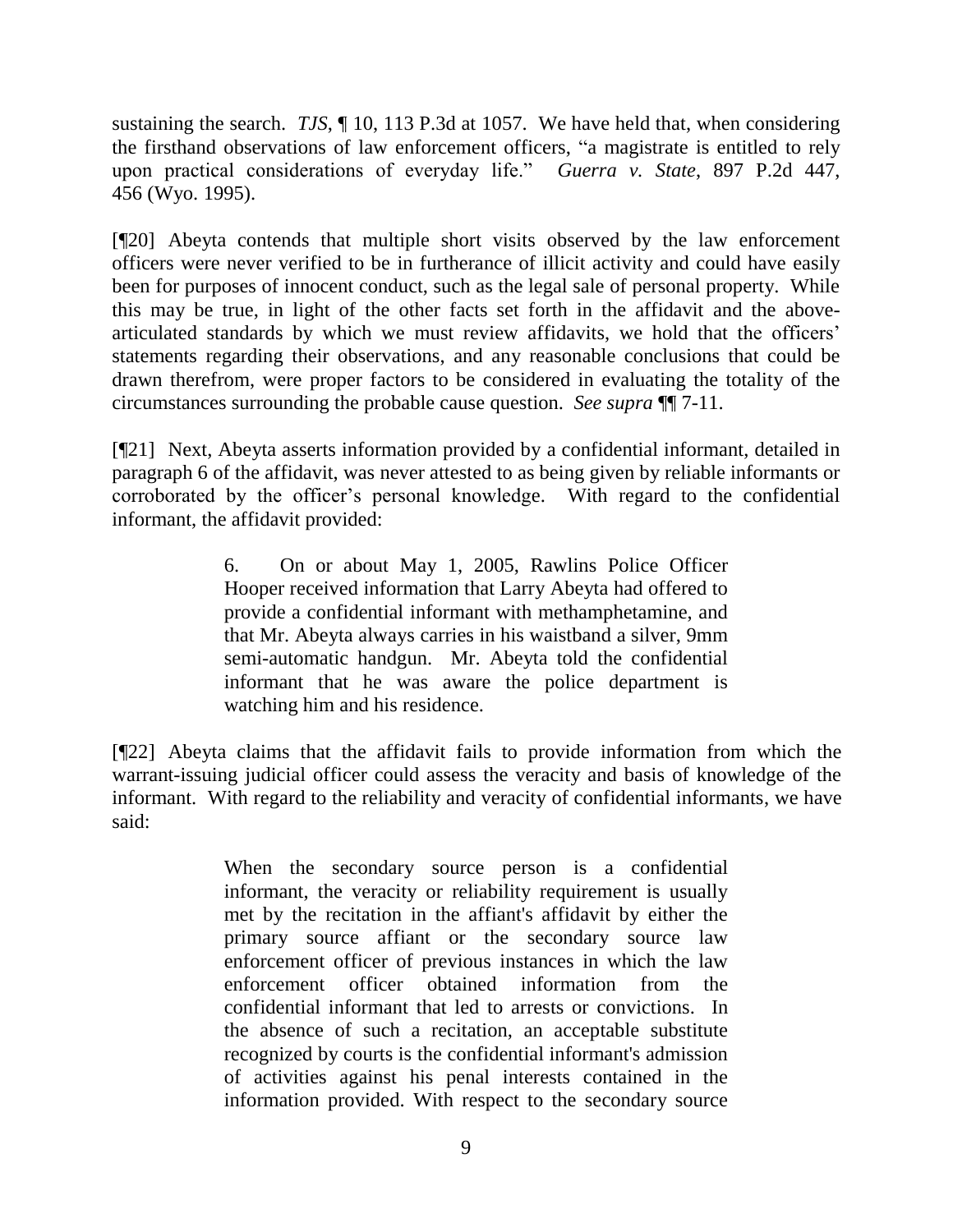sustaining the search. *TJS*, ¶ 10, 113 P.3d at 1057. We have held that, when considering the firsthand observations of law enforcement officers, "a magistrate is entitled to rely upon practical considerations of everyday life." *Guerra v. State*, 897 P.2d 447, 456 (Wyo. 1995).

[¶20] Abeyta contends that multiple short visits observed by the law enforcement officers were never verified to be in furtherance of illicit activity and could have easily been for purposes of innocent conduct, such as the legal sale of personal property. While this may be true, in light of the other facts set forth in the affidavit and the above-articulated standards by which we must review affidavits, we hold that the officers' statements regarding their observations, and any reasonable conclusions that could be drawn therefrom, were proper factors to be considered in evaluating the totality of the circumstances surrounding the probable cause question. *See supra* ¶¶ 7-11.

[¶21] Next, Abeyta asserts information provided by a confidential informant, detailed in paragraph 6 of the affidavit, was never attested to as being given by reliable informants or corroborated by the officer's personal knowledge. With regard to the confidential informant, the affidavit provided:

> 6. On or about May 1, 2005, Rawlins Police Officer Hooper received information that Larry Abeyta had offered to provide a confidential informant with methamphetamine, and that Mr. Abeyta always carries in his waistband a silver, 9mm semi-automatic handgun. Mr. Abeyta told the confidential informant that he was aware the police department is watching him and his residence.

[¶22] Abeyta claims that the affidavit fails to provide information from which the warrant-issuing judicial officer could assess the veracity and basis of knowledge of the informant. With regard to the reliability and veracity of confidential informants, we have said:

> When the secondary source person is a confidential informant, the veracity or reliability requirement is usually met by the recitation in the affiant's affidavit by either the primary source affiant or the secondary source law enforcement officer of previous instances in which the law enforcement officer obtained information from the confidential informant that led to arrests or convictions. In the absence of such a recitation, an acceptable substitute recognized by courts is the confidential informant's admission of activities against his penal interests contained in the information provided. With respect to the secondary source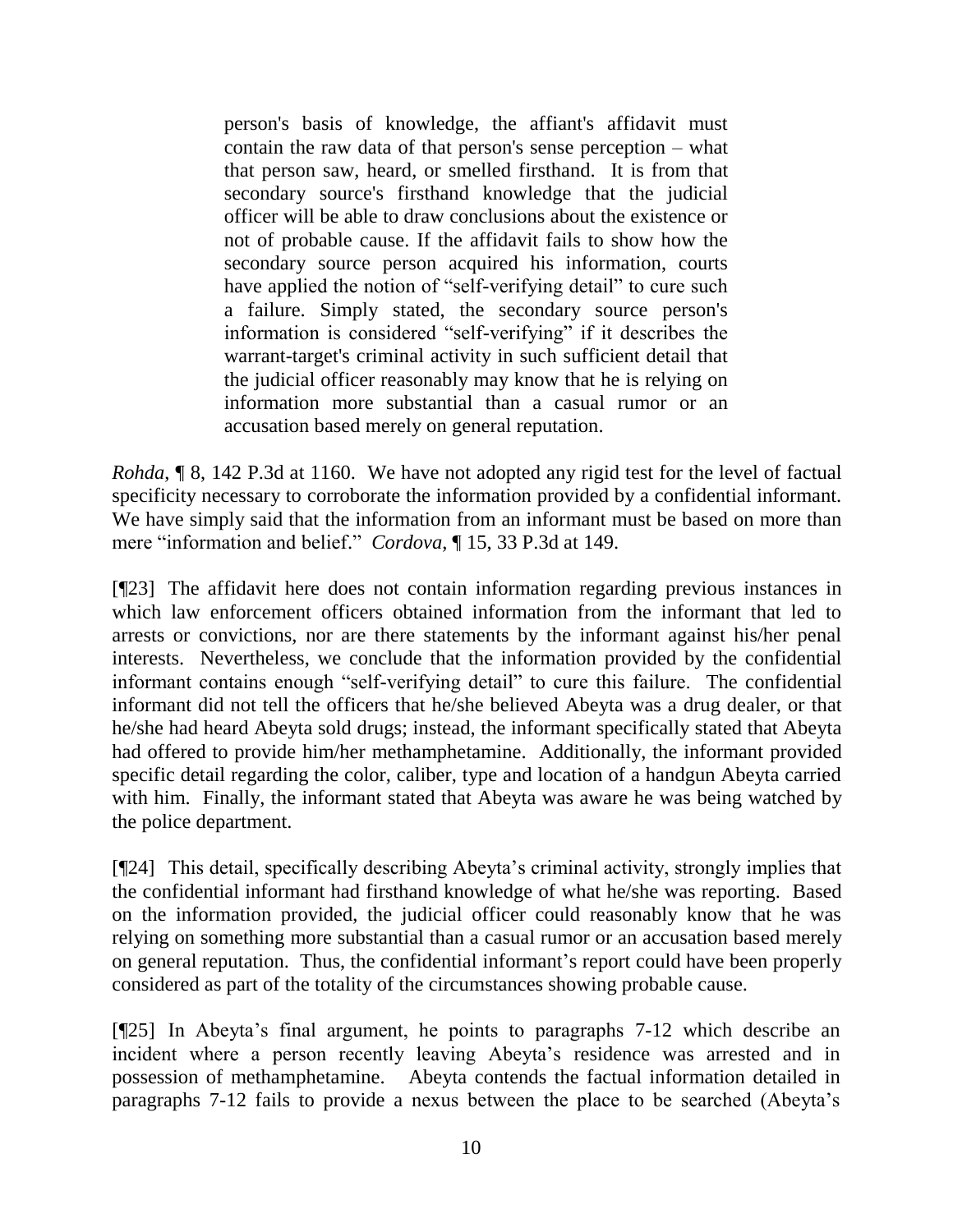> person's basis of knowledge, the affiant's affidavit must contain the raw data of that person's sense perception – what that person saw, heard, or smelled firsthand. It is from that secondary source's firsthand knowledge that the judicial officer will be able to draw conclusions about the existence or not of probable cause. If the affidavit fails to show how the secondary source person acquired his information, courts have applied the notion of "self-verifying detail" to cure such a failure. Simply stated, the secondary source person's information is considered "self-verifying" if it describes the warrant-target's criminal activity in such sufficient detail that the judicial officer reasonably may know that he is relying on information more substantial than a casual rumor or an accusation based merely on general reputation.

*Rohda*, ¶ 8, 142 P.3d at 1160. We have not adopted any rigid test for the level of factual specificity necessary to corroborate the information provided by a confidential informant. We have simply said that the information from an informant must be based on more than mere "information and belief." *Cordova*, ¶ 15, 33 P.3d at 149.

[¶23] The affidavit here does not contain information regarding previous instances in which law enforcement officers obtained information from the informant that led to arrests or convictions, nor are there statements by the informant against his/her penal interests. Nevertheless, we conclude that the information provided by the confidential informant contains enough "self-verifying detail" to cure this failure. The confidential informant did not tell the officers that he/she believed Abeyta was a drug dealer, or that he/she had heard Abeyta sold drugs; instead, the informant specifically stated that Abeyta had offered to provide him/her methamphetamine. Additionally, the informant provided specific detail regarding the color, caliber, type and location of a handgun Abeyta carried with him. Finally, the informant stated that Abeyta was aware he was being watched by the police department.

[¶24] This detail, specifically describing Abeyta's criminal activity, strongly implies that the confidential informant had firsthand knowledge of what he/she was reporting. Based on the information provided, the judicial officer could reasonably know that he was relying on something more substantial than a casual rumor or an accusation based merely on general reputation. Thus, the confidential informant's report could have been properly considered as part of the totality of the circumstances showing probable cause.

[¶25] In Abeyta's final argument, he points to paragraphs 7-12 which describe an incident where a person recently leaving Abeyta's residence was arrested and in possession of methamphetamine. Abeyta contends the factual information detailed in paragraphs 7-12 fails to provide a nexus between the place to be searched (Abeyta's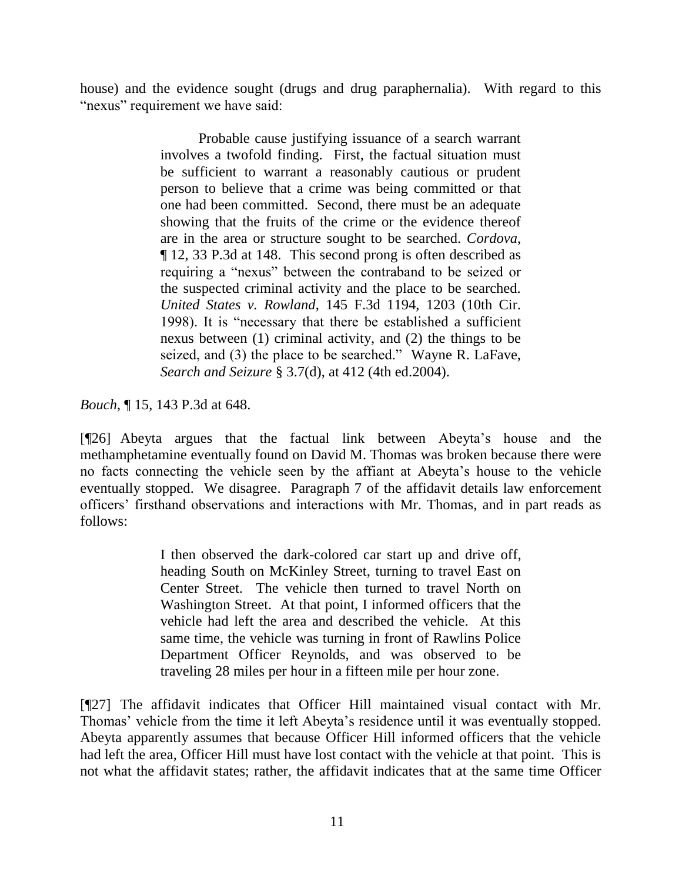house) and the evidence sought (drugs and drug paraphernalia). With regard to this "nexus" requirement we have said:

> Probable cause justifying issuance of a search warrant involves a twofold finding. First, the factual situation must be sufficient to warrant a reasonably cautious or prudent person to believe that a crime was being committed or that one had been committed. Second, there must be an adequate showing that the fruits of the crime or the evidence thereof are in the area or structure sought to be searched. *Cordova*, ¶ 12, 33 P.3d at 148. This second prong is often described as requiring a "nexus" between the contraband to be seized or the suspected criminal activity and the place to be searched. *United States v. Rowland*, 145 F.3d 1194, 1203 (10th Cir. 1998). It is "necessary that there be established a sufficient nexus between (1) criminal activity, and (2) the things to be seized, and (3) the place to be searched." Wayne R. LaFave, *Search and Seizure* § 3.7(d), at 412 (4th ed.2004).

*Bouch*, ¶ 15, 143 P.3d at 648.

[¶26] Abeyta argues that the factual link between Abeyta's house and the methamphetamine eventually found on David M. Thomas was broken because there were no facts connecting the vehicle seen by the affiant at Abeyta's house to the vehicle eventually stopped. We disagree. Paragraph 7 of the affidavit details law enforcement officers' firsthand observations and interactions with Mr. Thomas, and in part reads as follows:

> I then observed the dark-colored car start up and drive off, heading South on McKinley Street, turning to travel East on Center Street. The vehicle then turned to travel North on Washington Street. At that point, I informed officers that the vehicle had left the area and described the vehicle. At this same time, the vehicle was turning in front of Rawlins Police Department Officer Reynolds, and was observed to be traveling 28 miles per hour in a fifteen mile per hour zone.

[¶27] The affidavit indicates that Officer Hill maintained visual contact with Mr. Thomas' vehicle from the time it left Abeyta's residence until it was eventually stopped. Abeyta apparently assumes that because Officer Hill informed officers that the vehicle had left the area, Officer Hill must have lost contact with the vehicle at that point. This is not what the affidavit states; rather, the affidavit indicates that at the same time Officer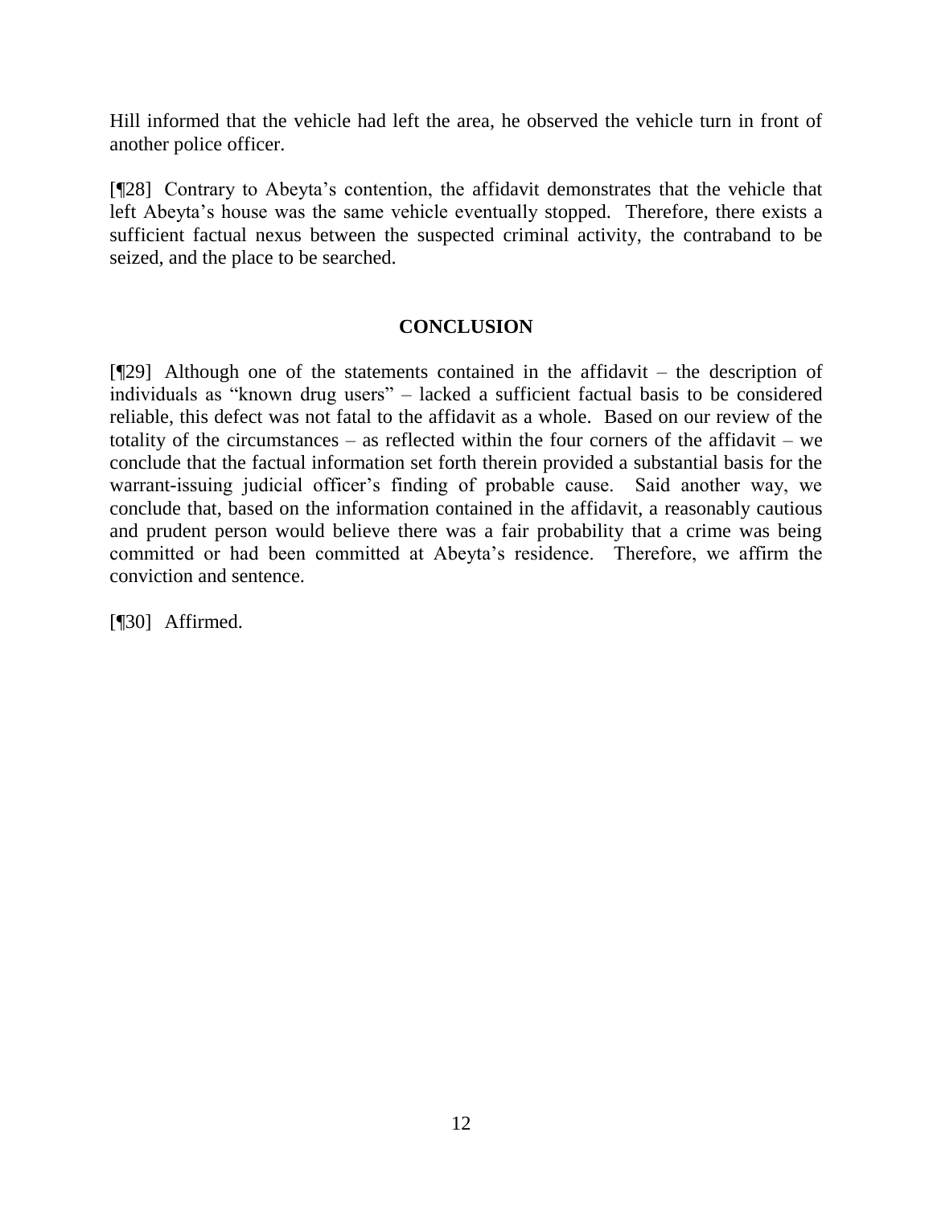Hill informed that the vehicle had left the area, he observed the vehicle turn in front of another police officer.

[¶28] Contrary to Abeyta's contention, the affidavit demonstrates that the vehicle that left Abeyta's house was the same vehicle eventually stopped. Therefore, there exists a sufficient factual nexus between the suspected criminal activity, the contraband to be seized, and the place to be searched.

## CONCLUSION

[¶29] Although one of the statements contained in the affidavit – the description of individuals as "known drug users" – lacked a sufficient factual basis to be considered reliable, this defect was not fatal to the affidavit as a whole. Based on our review of the totality of the circumstances – as reflected within the four corners of the affidavit – we conclude that the factual information set forth therein provided a substantial basis for the warrant-issuing judicial officer's finding of probable cause. Said another way, we conclude that, based on the information contained in the affidavit, a reasonably cautious and prudent person would believe there was a fair probability that a crime was being committed or had been committed at Abeyta's residence. Therefore, we affirm the conviction and sentence.

[¶30] Affirmed.